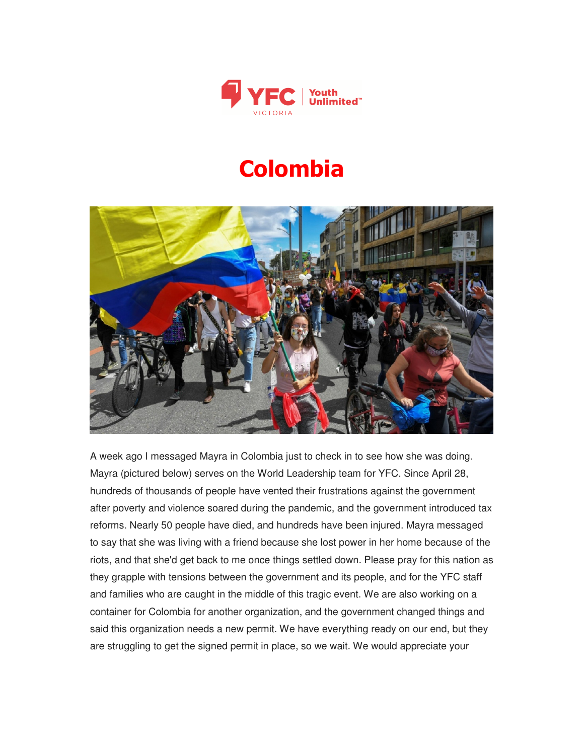# Colombia

A week ago I messaged Mayra in Colombia just to check in to see how she was doing. Mayra (pictured below) serves on the World Leadership team for YFC. Since April 28, hundreds of thousands of people have vented their frustrations against the government after poverty and violence soared during the pandemic, and the government introduced tax reforms. Nearly 50 people have died, and hundreds have been injured. Mayra messaged to say that she was living with a friend because she lost power in her home because of the riots, and that she'd get back to me once things settled down. Please pray for this nation as they grapple with tensions between the government and its people, and for the YFC staff and families who are caught in the middle of this tragic event. We are also working on a container for Colombia for another organization, and the government changed things and said this organization needs a new permit. We have everything ready on our end, but they are struggling to get the signed permit in place, so we wait. We would appreciate your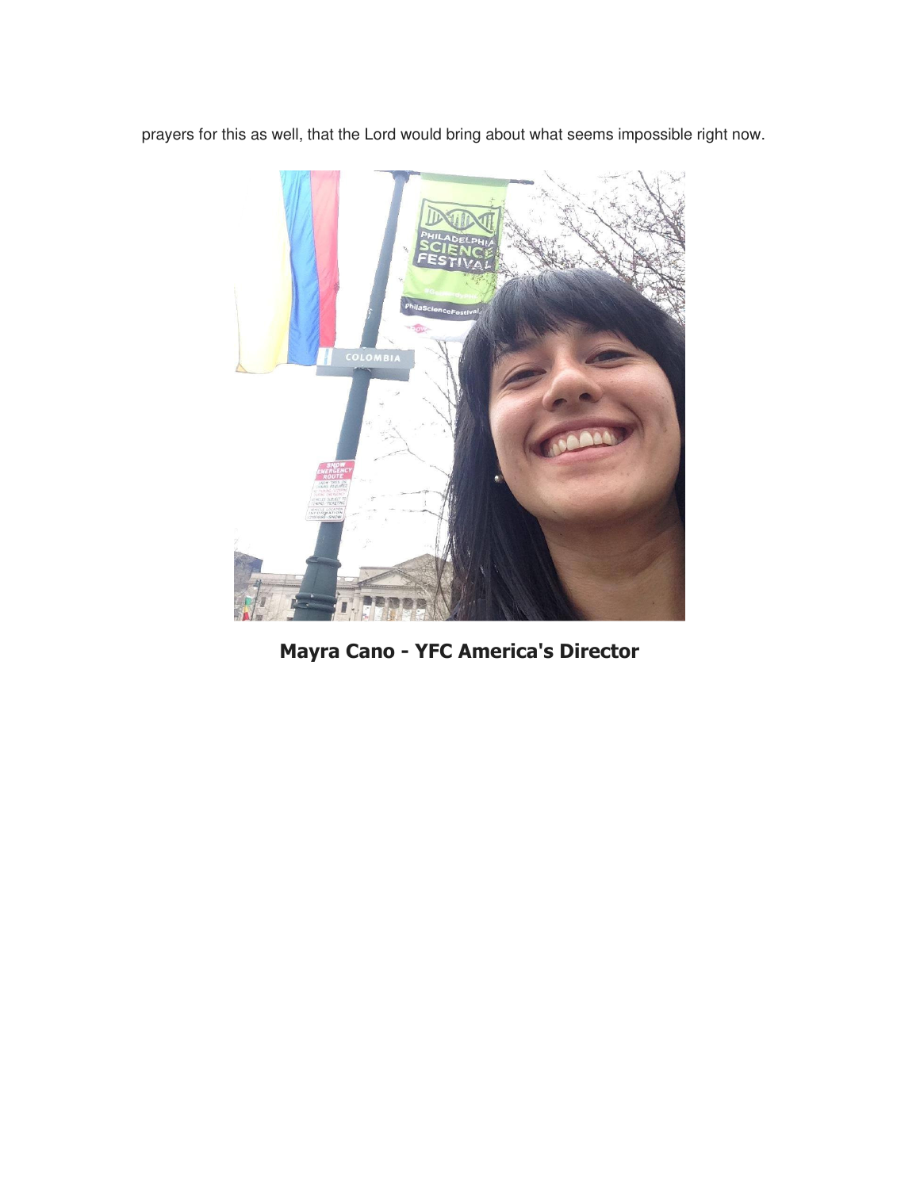prayers for this as well, that the Lord would bring about what seems impossible right now.

**Mayra Cano - YFC America's Director**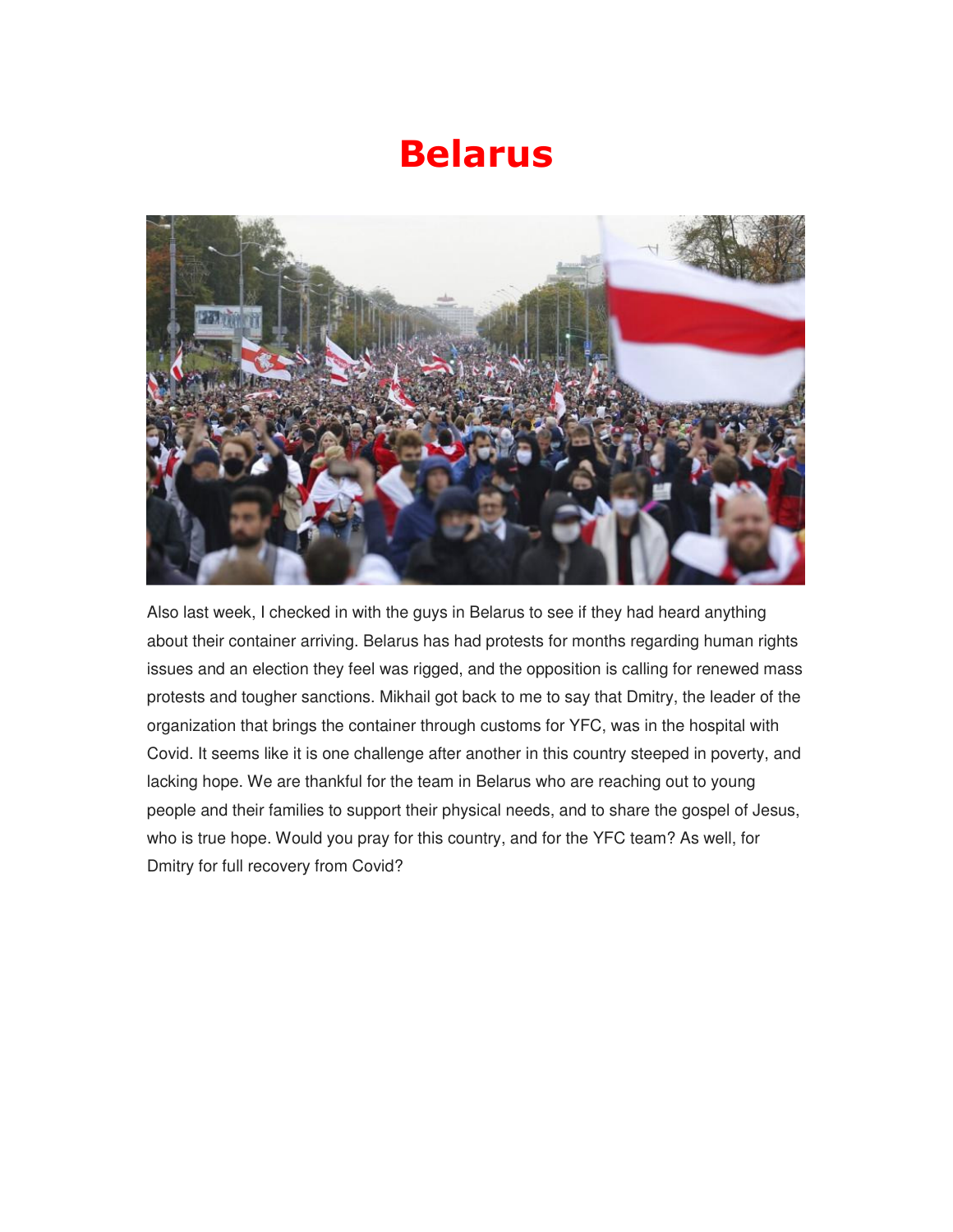# Belarus

Also last week, I checked in with the guys in Belarus to see if they had heard anything about their container arriving. Belarus has had protests for months regarding human rights issues and an election they feel was rigged, and the opposition is calling for renewed mass protests and tougher sanctions. Mikhail got back to me to say that Dmitry, the leader of the organization that brings the container through customs for YFC, was in the hospital with Covid. It seems like it is one challenge after another in this country steeped in poverty, and lacking hope. We are thankful for the team in Belarus who are reaching out to young people and their families to support their physical needs, and to share the gospel of Jesus, who is true hope. Would you pray for this country, and for the YFC team? As well, for Dmitry for full recovery from Covid?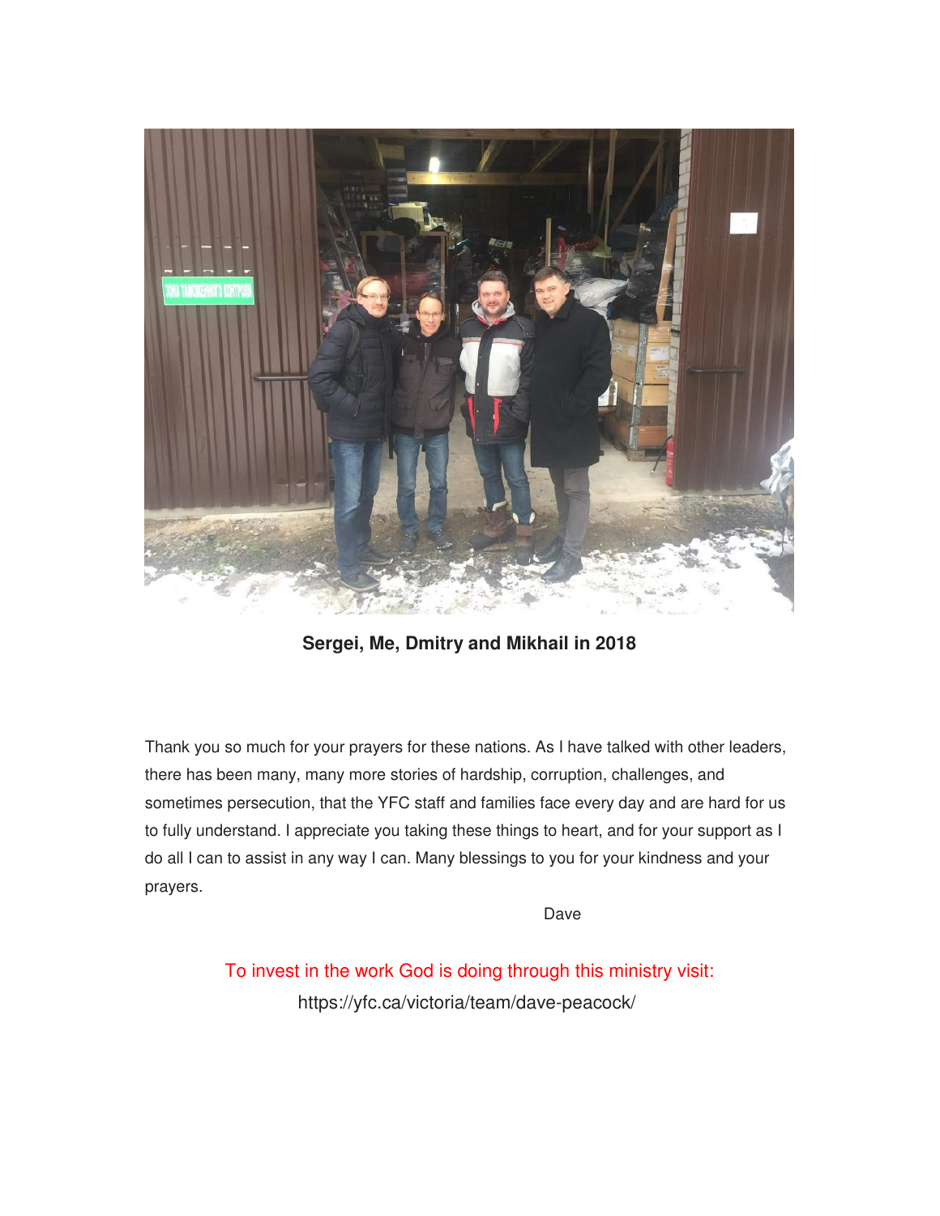**Sergei, Me, Dmitry and Mikhail in 2018**

Thank you so much for your prayers for these nations. As I have talked with other leaders, there has been many, many more stories of hardship, corruption, challenges, and sometimes persecution, that the YFC staff and families face every day and are hard for us to fully understand. I appreciate you taking these things to heart, and for your support as I do all I can to assist in any way I can. Many blessings to you for your kindness and your prayers.

Dave

To invest in the work God is doing through this ministry visit:

https://yfc.ca/victoria/team/dave-peacock/